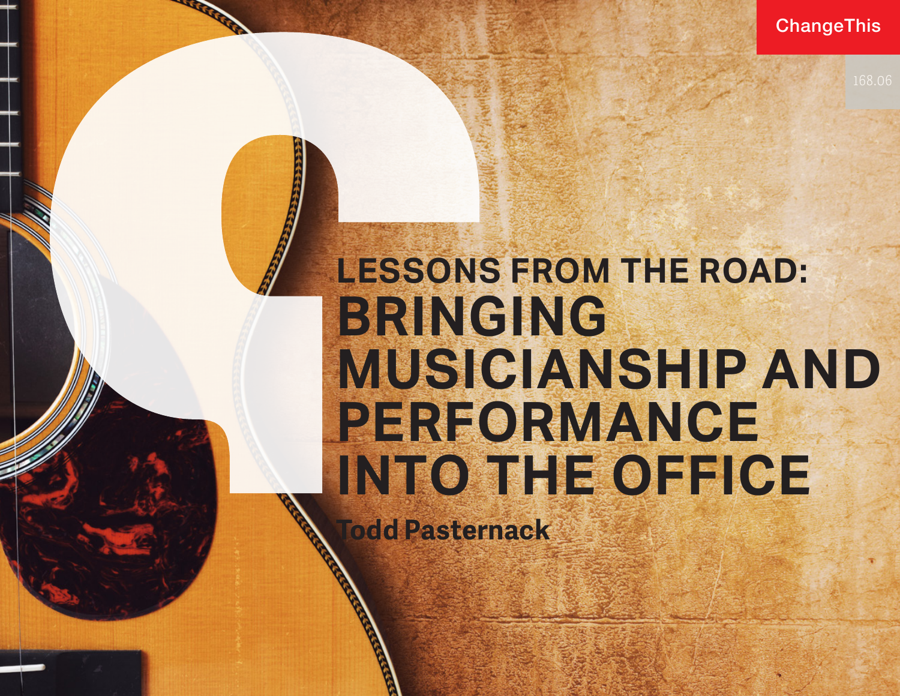ChangeThis

168.06

# LESSONS FROM THE ROAD: BRINGING MUSICIANSHIP AND PERFORMANCE INTO THE OFFICE

**Todd Pasternack**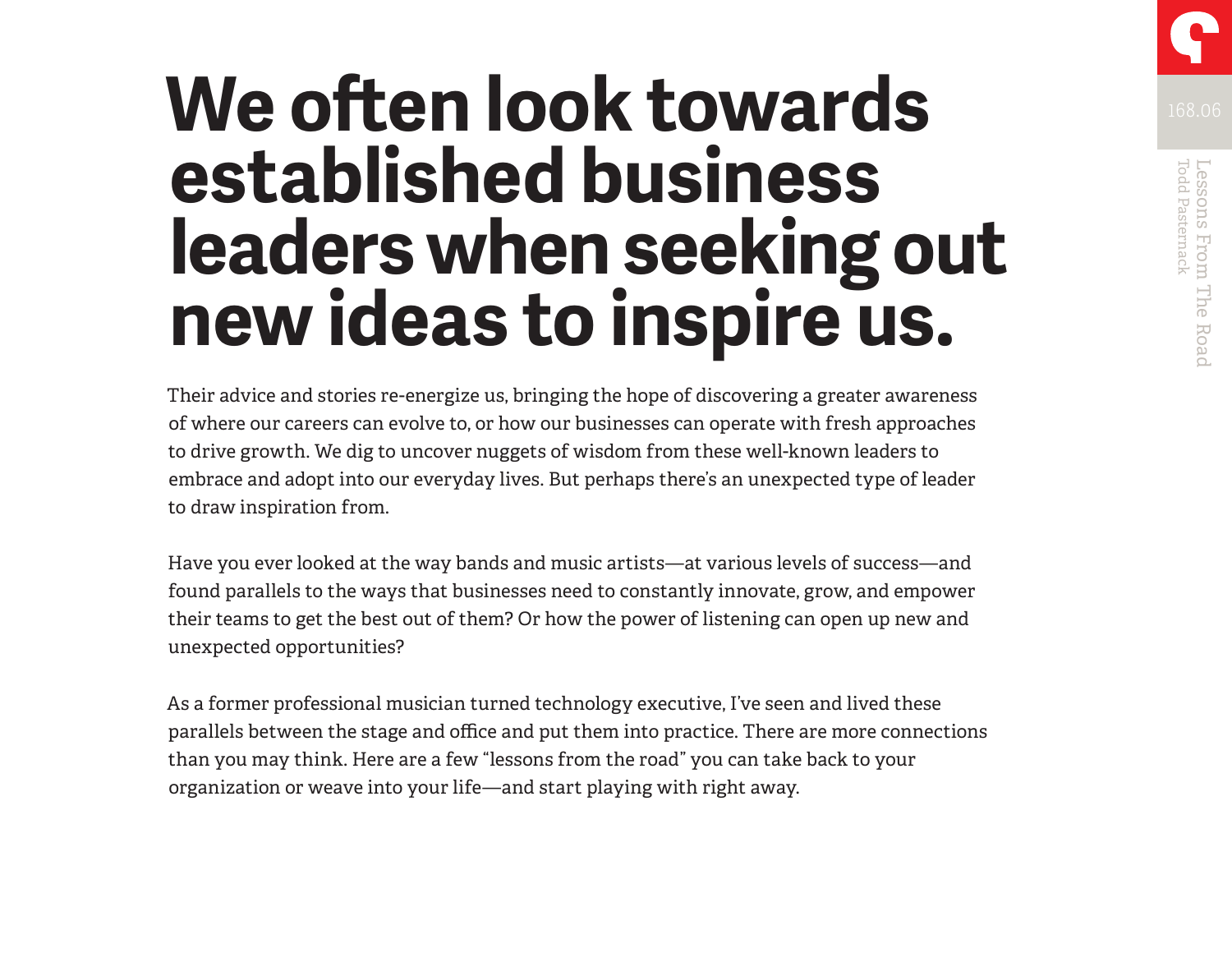# We often look towards established business leaders when seeking out new ideas to inspire us.

Their advice and stories re-energize us, bringing the hope of discovering a greater awareness of where our careers can evolve to, or how our businesses can operate with fresh approaches to drive growth. We dig to uncover nuggets of wisdom from these well-known leaders to embrace and adopt into our everyday lives. But perhaps there's an unexpected type of leader to draw inspiration from.

Have you ever looked at the way bands and music artists—at various levels of success—and found parallels to the ways that businesses need to constantly innovate, grow, and empower their teams to get the best out of them? Or how the power of listening can open up new and unexpected opportunities?

As a former professional musician turned technology executive, I've seen and lived these parallels between the stage and office and put them into practice. There are more connections than you may think. Here are a few "lessons from the road" you can take back to your organization or weave into your life—and start playing with right away.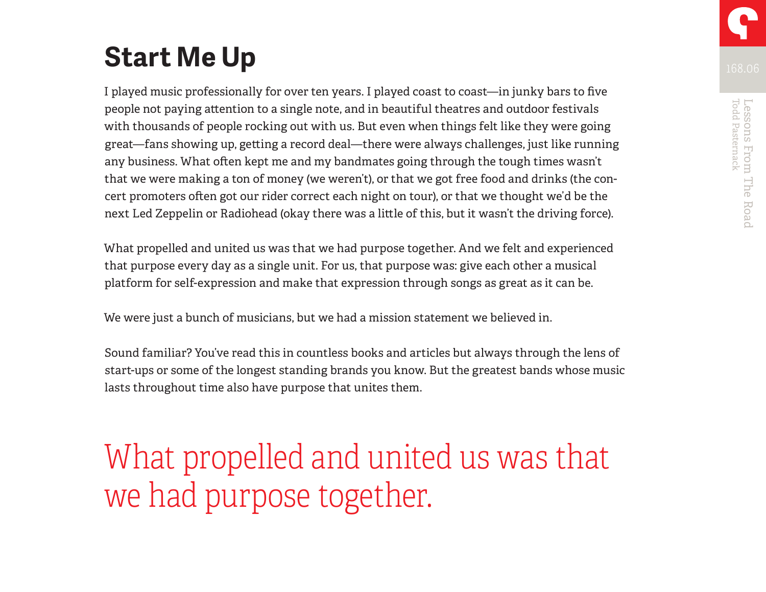# Start Me Up

I played music professionally for over ten years. I played coast to coast—in junky bars to five people not paying attention to a single note, and in beautiful theatres and outdoor festivals with thousands of people rocking out with us. But even when things felt like they were going great—fans showing up, getting a record deal—there were always challenges, just like running any business. What often kept me and my bandmates going through the tough times wasn't that we were making a ton of money (we weren't), or that we got free food and drinks (the concert promoters often got our rider correct each night on tour), or that we thought we'd be the next Led Zeppelin or Radiohead (okay there was a little of this, but it wasn't the driving force).

What propelled and united us was that we had purpose together. And we felt and experienced that purpose every day as a single unit. For us, that purpose was: give each other a musical platform for self-expression and make that expression through songs as great as it can be.

We were just a bunch of musicians, but we had a mission statement we believed in.

Sound familiar? You've read this in countless books and articles but always through the lens of start-ups or some of the longest standing brands you know. But the greatest bands whose music lasts throughout time also have purpose that unites them.

> What propelled and united us was that we had purpose together.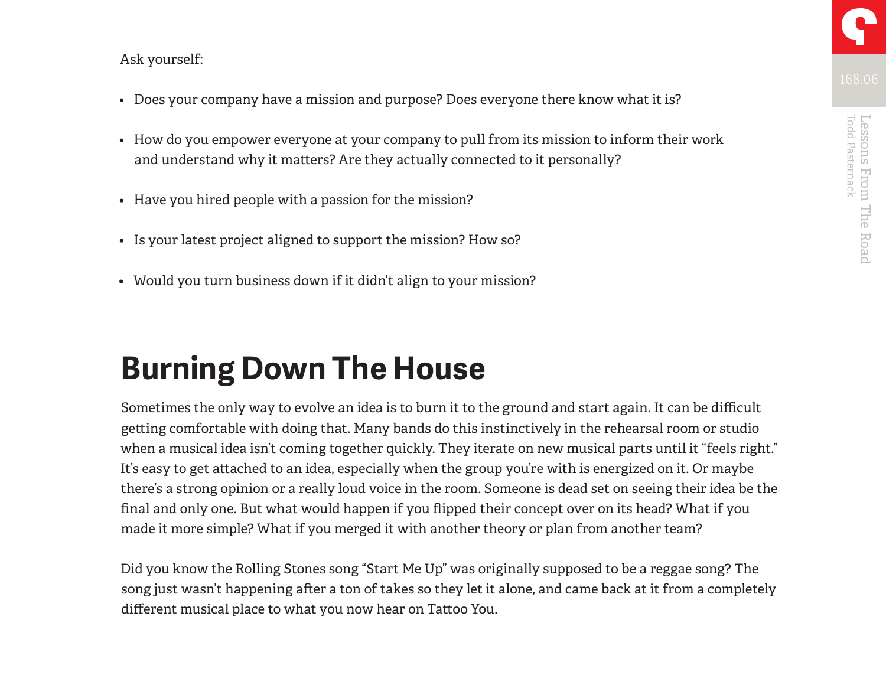Ask yourself:

- Does your company have a mission and purpose? Does everyone there know what it is?
- How do you empower everyone at your company to pull from its mission to inform their work and understand why it matters? Are they actually connected to it personally?
- Have you hired people with a passion for the mission?
- Is your latest project aligned to support the mission? How so?
- Would you turn business down if it didn't align to your mission?

## Burning Down The House

Sometimes the only way to evolve an idea is to burn it to the ground and start again. It can be difficult getting comfortable with doing that. Many bands do this instinctively in the rehearsal room or studio when a musical idea isn't coming together quickly. They iterate on new musical parts until it "feels right." It's easy to get attached to an idea, especially when the group you're with is energized on it. Or maybe there's a strong opinion or a really loud voice in the room. Someone is dead set on seeing their idea be the final and only one. But what would happen if you flipped their concept over on its head? What if you made it more simple? What if you merged it with another theory or plan from another team?

Did you know the Rolling Stones song "Start Me Up" was originally supposed to be a reggae song? The song just wasn't happening after a ton of takes so they let it alone, and came back at it from a completely different musical place to what you now hear on Tattoo You.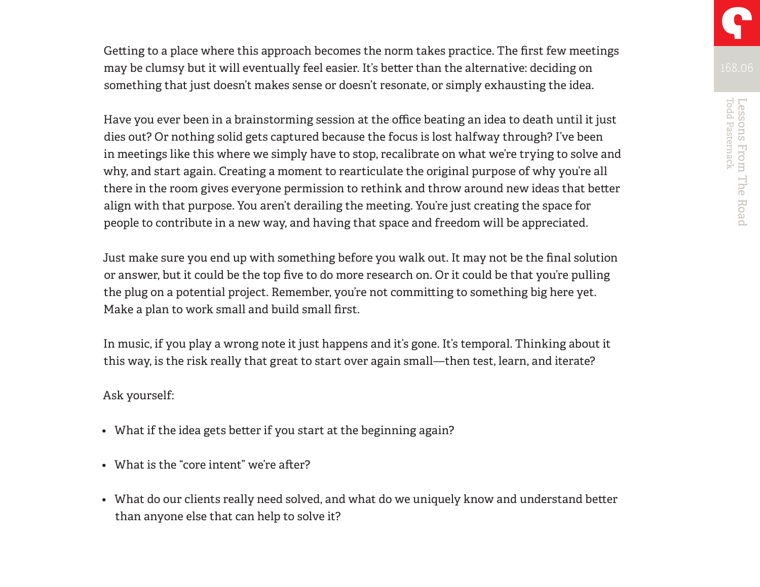Getting to a place where this approach becomes the norm takes practice. The first few meetings may be clumsy but it will eventually feel easier. It's better than the alternative: deciding on something that just doesn't makes sense or doesn't resonate, or simply exhausting the idea.

Have you ever been in a brainstorming session at the office beating an idea to death until it just dies out? Or nothing solid gets captured because the focus is lost halfway through? I've been in meetings like this where we simply have to stop, recalibrate on what we're trying to solve and why, and start again. Creating a moment to rearticulate the original purpose of why you're all there in the room gives everyone permission to rethink and throw around new ideas that better align with that purpose. You aren't derailing the meeting. You're just creating the space for people to contribute in a new way, and having that space and freedom will be appreciated.

Just make sure you end up with something before you walk out. It may not be the final solution or answer, but it could be the top five to do more research on. Or it could be that you're pulling the plug on a potential project. Remember, you're not committing to something big here yet. Make a plan to work small and build small first.

In music, if you play a wrong note it just happens and it's gone. It's temporal. Thinking about it this way, is the risk really that great to start over again small—then test, learn, and iterate?

Ask yourself:

- What if the idea gets better if you start at the beginning again?
- What is the "core intent" we're after?
- What do our clients really need solved, and what do we uniquely know and understand better than anyone else that can help to solve it?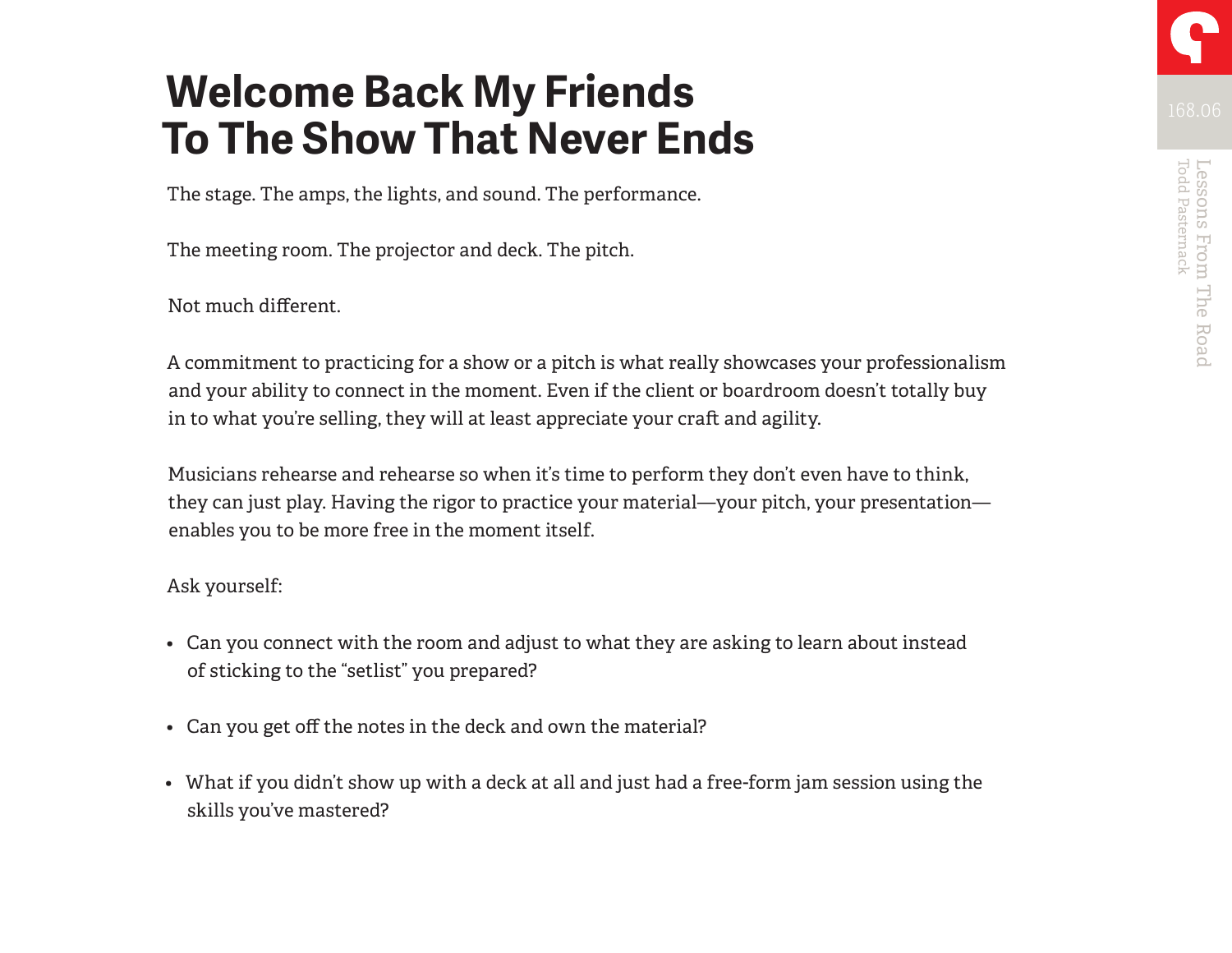# Welcome Back My Friends To The Show That Never Ends

The stage. The amps, the lights, and sound. The performance.

The meeting room. The projector and deck. The pitch.

Not much different.

A commitment to practicing for a show or a pitch is what really showcases your professionalism and your ability to connect in the moment. Even if the client or boardroom doesn't totally buy in to what you're selling, they will at least appreciate your craft and agility.

Musicians rehearse and rehearse so when it's time to perform they don't even have to think, they can just play. Having the rigor to practice your material—your pitch, your presentation—enables you to be more free in the moment itself.

Ask yourself:

- Can you connect with the room and adjust to what they are asking to learn about instead of sticking to the "setlist" you prepared?
- Can you get off the notes in the deck and own the material?
- What if you didn't show up with a deck at all and just had a free-form jam session using the skills you've mastered?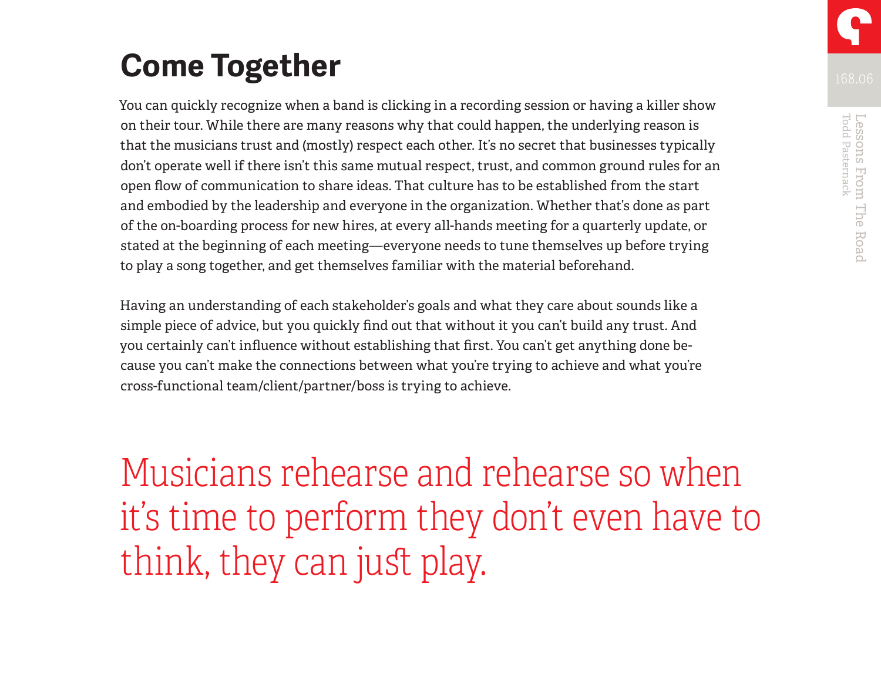# Come Together

You can quickly recognize when a band is clicking in a recording session or having a killer show on their tour. While there are many reasons why that could happen, the underlying reason is that the musicians trust and (mostly) respect each other. It's no secret that businesses typically don't operate well if there isn't this same mutual respect, trust, and common ground rules for an open flow of communication to share ideas. That culture has to be established from the start and embodied by the leadership and everyone in the organization. Whether that's done as part of the on-boarding process for new hires, at every all-hands meeting for a quarterly update, or stated at the beginning of each meeting—everyone needs to tune themselves up before trying to play a song together, and get themselves familiar with the material beforehand.

Having an understanding of each stakeholder's goals and what they care about sounds like a simple piece of advice, but you quickly find out that without it you can't build any trust. And you certainly can't influence without establishing that first. You can't get anything done because you can't make the connections between what you're trying to achieve and what you're cross-functional team/client/partner/boss is trying to achieve.

Musicians rehearse and rehearse so when it's time to perform they don't even have to think, they can just play.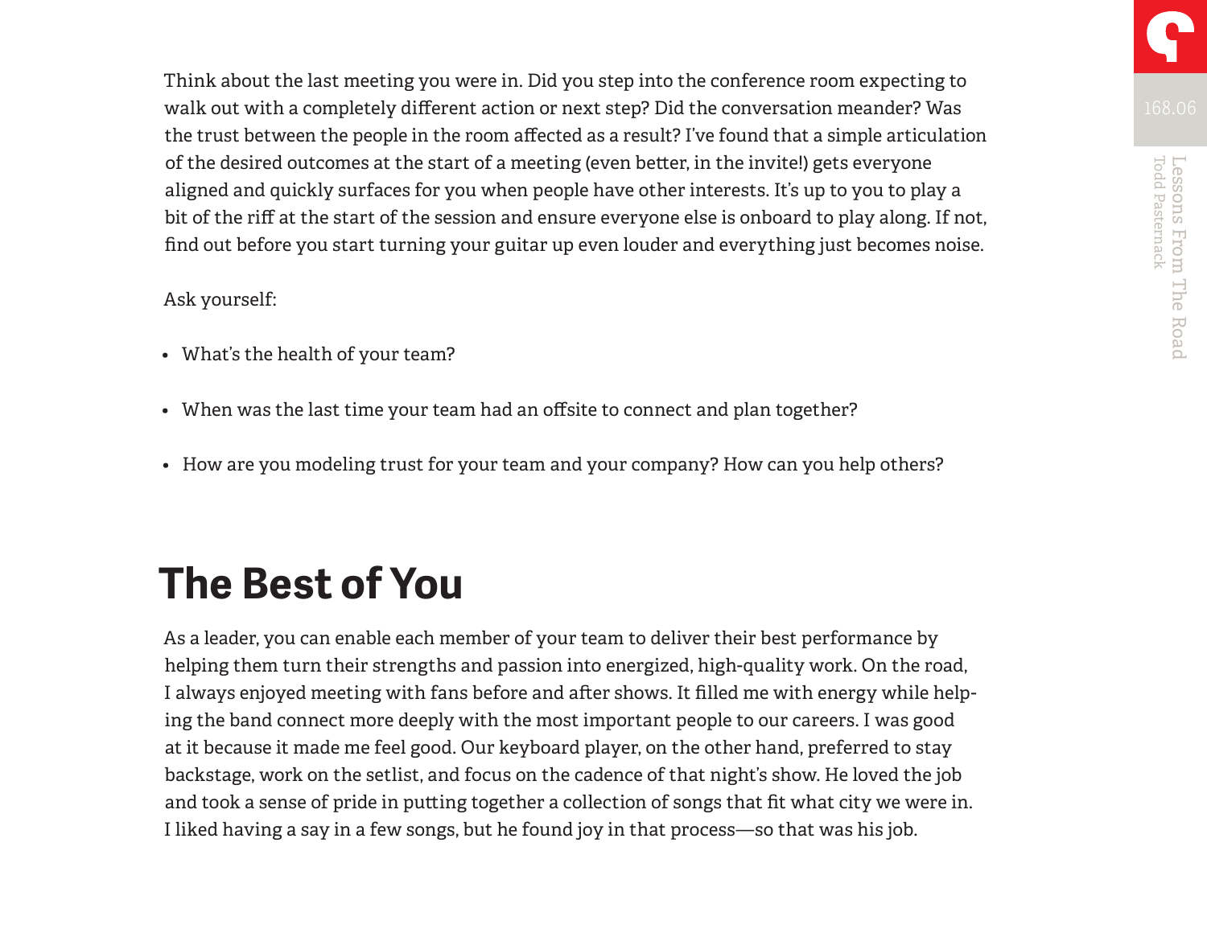Think about the last meeting you were in. Did you step into the conference room expecting to walk out with a completely different action or next step? Did the conversation meander? Was the trust between the people in the room affected as a result? I've found that a simple articulation of the desired outcomes at the start of a meeting (even better, in the invite!) gets everyone aligned and quickly surfaces for you when people have other interests. It's up to you to play a bit of the riff at the start of the session and ensure everyone else is onboard to play along. If not, find out before you start turning your guitar up even louder and everything just becomes noise.

Ask yourself:

- What's the health of your team?
- When was the last time your team had an offsite to connect and plan together?
- How are you modeling trust for your team and your company? How can you help others?

## The Best of You

As a leader, you can enable each member of your team to deliver their best performance by helping them turn their strengths and passion into energized, high-quality work. On the road, I always enjoyed meeting with fans before and after shows. It filled me with energy while helping the band connect more deeply with the most important people to our careers. I was good at it because it made me feel good. Our keyboard player, on the other hand, preferred to stay backstage, work on the setlist, and focus on the cadence of that night's show. He loved the job and took a sense of pride in putting together a collection of songs that fit what city we were in. I liked having a say in a few songs, but he found joy in that process—so that was his job.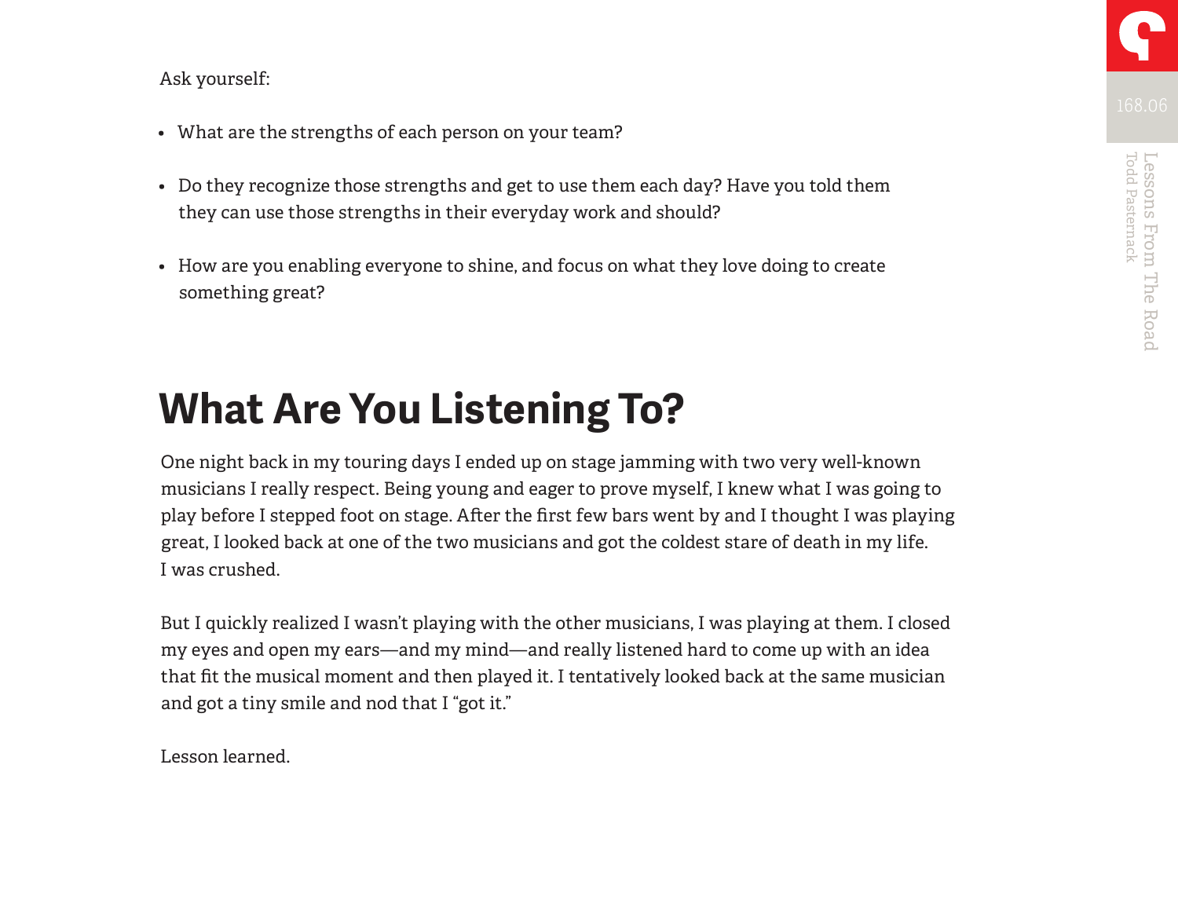Ask yourself:

- What are the strengths of each person on your team?
- Do they recognize those strengths and get to use them each day? Have you told them they can use those strengths in their everyday work and should?
- How are you enabling everyone to shine, and focus on what they love doing to create something great?

## What Are You Listening To?

One night back in my touring days I ended up on stage jamming with two very well-known musicians I really respect. Being young and eager to prove myself, I knew what I was going to play before I stepped foot on stage. After the first few bars went by and I thought I was playing great, I looked back at one of the two musicians and got the coldest stare of death in my life. I was crushed.

But I quickly realized I wasn't playing with the other musicians, I was playing at them. I closed my eyes and open my ears—and my mind—and really listened hard to come up with an idea that fit the musical moment and then played it. I tentatively looked back at the same musician and got a tiny smile and nod that I "got it."

Lesson learned.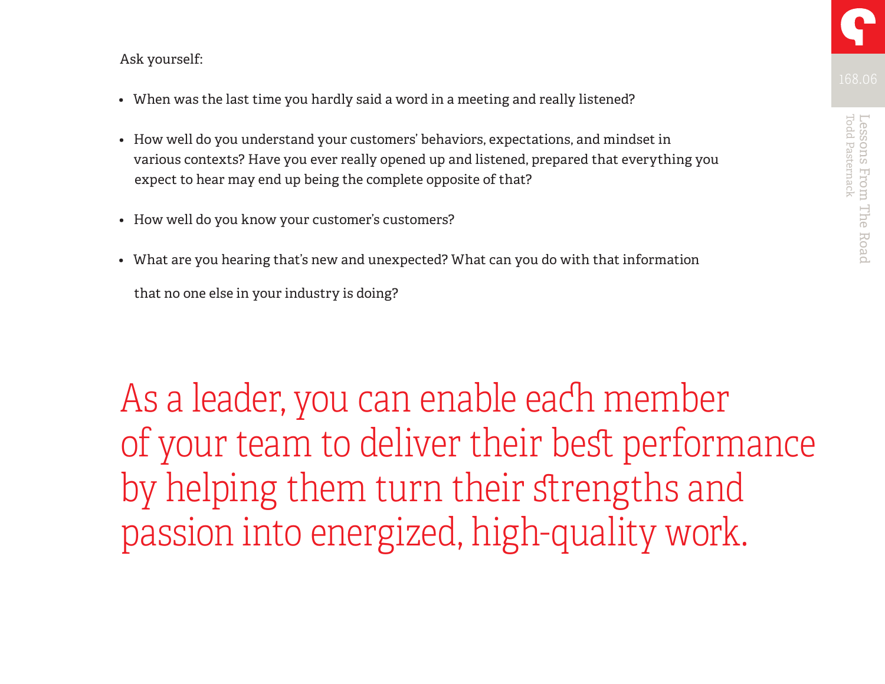Ask yourself:

- When was the last time you hardly said a word in a meeting and really listened?
- How well do you understand your customers' behaviors, expectations, and mindset in various contexts? Have you ever really opened up and listened, prepared that everything you expect to hear may end up being the complete opposite of that?
- How well do you know your customer's customers?
- What are you hearing that's new and unexpected? What can you do with that information that no one else in your industry is doing?

## As a leader, you can enable each member of your team to deliver their best performance by helping them turn their strengths and passion into energized, high-quality work.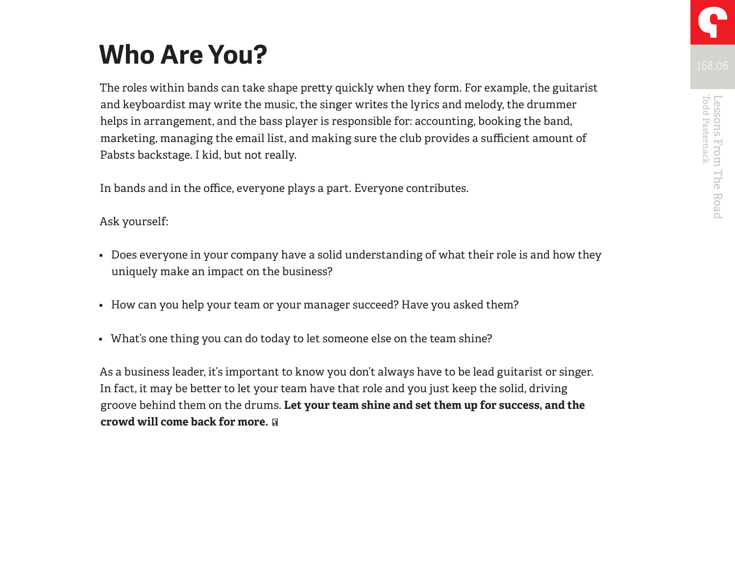# Who Are You?

The roles within bands can take shape pretty quickly when they form. For example, the guitarist and keyboardist may write the music, the singer writes the lyrics and melody, the drummer helps in arrangement, and the bass player is responsible for: accounting, booking the band, marketing, managing the email list, and making sure the club provides a sufficient amount of Pabsts backstage. I kid, but not really.

In bands and in the office, everyone plays a part. Everyone contributes.

Ask yourself:

- Does everyone in your company have a solid understanding of what their role is and how they uniquely make an impact on the business?
- How can you help your team or your manager succeed? Have you asked them?
- What's one thing you can do today to let someone else on the team shine?

As a business leader, it's important to know you don't always have to be lead guitarist or singer. In fact, it may be better to let your team have that role and you just keep the solid, driving groove behind them on the drums. **Let your team shine and set them up for success, and the crowd will come back for more.**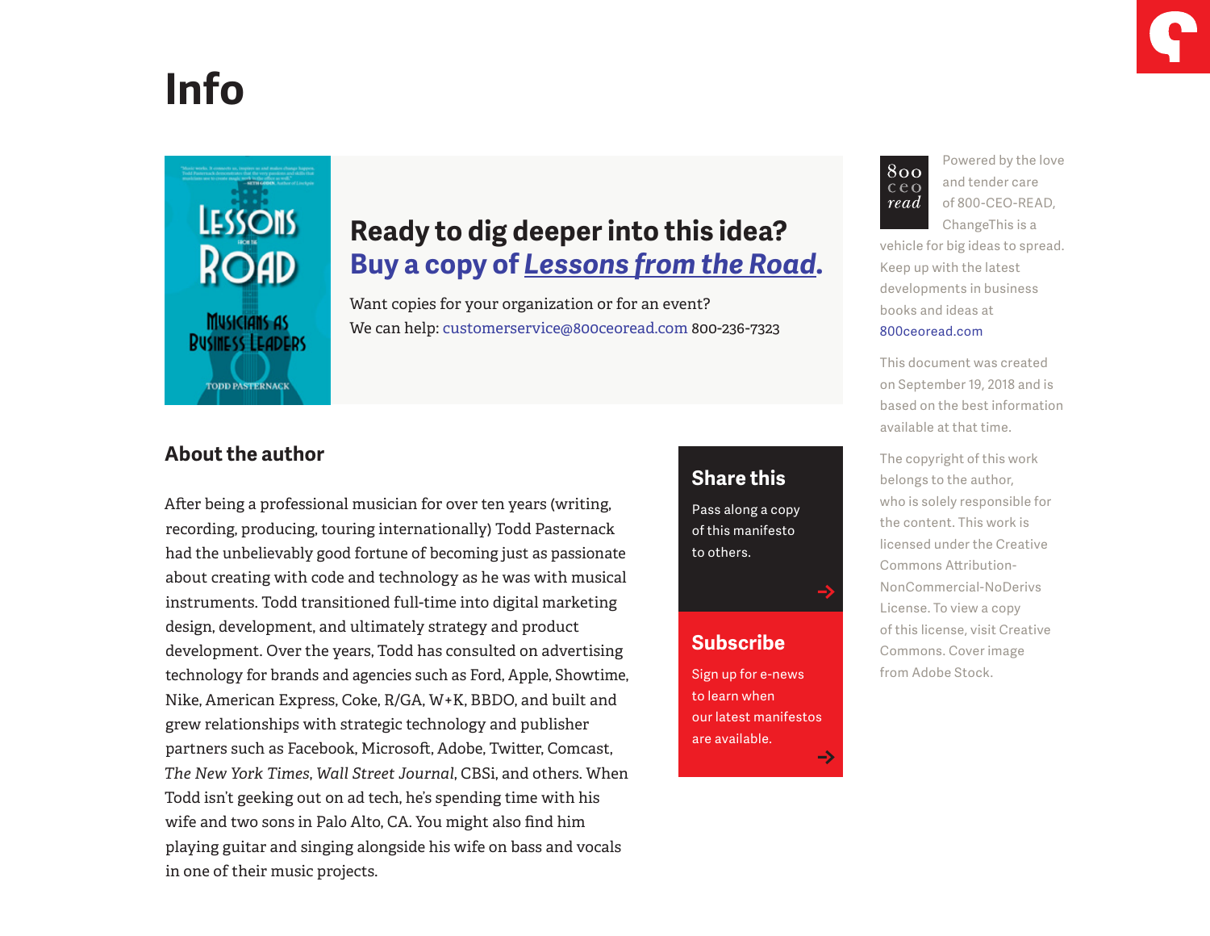# Info

## Ready to dig deeper into this idea?

## Buy a copy of *Lessons from the Road*.

Want copies for your organization or for an event?
We can help: customerservice@800ceoread.com 800-236-7323

### About the author

After being a professional musician for over ten years (writing, recording, producing, touring internationally) Todd Pasternack had the unbelievably good fortune of becoming just as passionate about creating with code and technology as he was with musical instruments. Todd transitioned full-time into digital marketing design, development, and ultimately strategy and product development. Over the years, Todd has consulted on advertising technology for brands and agencies such as Ford, Apple, Showtime, Nike, American Express, Coke, R/GA, W+K, BBDO, and built and grew relationships with strategic technology and publisher partners such as Facebook, Microsoft, Adobe, Twitter, Comcast, *The New York Times*, *Wall Street Journal*, CBSi, and others. When Todd isn't geeking out on ad tech, he's spending time with his wife and two sons in Palo Alto, CA. You might also find him playing guitar and singing alongside his wife on bass and vocals in one of their music projects.

**Share this**

Pass along a copy of this manifesto to others.

**Subscribe**

Sign up for e-news to learn when our latest manifestos are available.

Powered by the love and tender care of 800-CEO-READ, ChangeThis is a vehicle for big ideas to spread. Keep up with the latest developments in business books and ideas at 800ceoread.com

This document was created on September 19, 2018 and is based on the best information available at that time.

The copyright of this work belongs to the author, who is solely responsible for the content. This work is licensed under the Creative Commons Attribution-NonCommercial-NoDerivs License. To view a copy of this license, visit Creative Commons. Cover image from Adobe Stock.